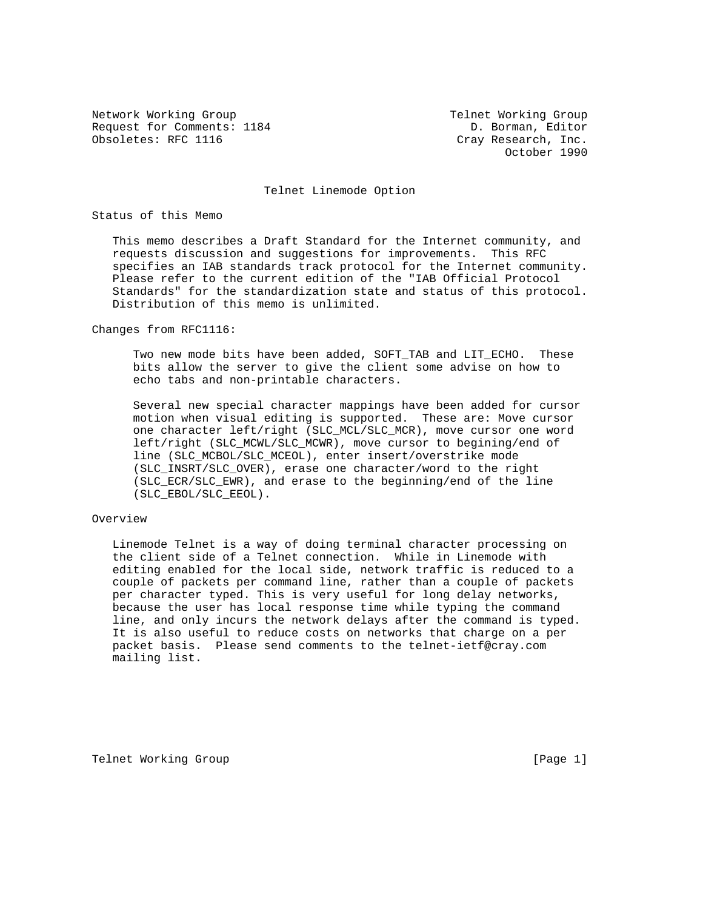Network Working Group — Telnet Working Group
Request for Comments: 1184 — D. Borman, Editor
Obsoletes: RFC 1116 — Cray Research, Inc.
October 1990

# Telnet Linemode Option

## Status of this Memo

This memo describes a Draft Standard for the Internet community, and requests discussion and suggestions for improvements. This RFC specifies an IAB standards track protocol for the Internet community. Please refer to the current edition of the "IAB Official Protocol Standards" for the standardization state and status of this protocol. Distribution of this memo is unlimited.

## Changes from RFC1116:

Two new mode bits have been added, SOFT_TAB and LIT_ECHO. These bits allow the server to give the client some advise on how to echo tabs and non-printable characters.

Several new special character mappings have been added for cursor motion when visual editing is supported. These are: Move cursor one character left/right (SLC_MCL/SLC_MCR), move cursor one word left/right (SLC_MCWL/SLC_MCWR), move cursor to begining/end of line (SLC_MCBOL/SLC_MCEOL), enter insert/overstrike mode (SLC_INSRT/SLC_OVER), erase one character/word to the right (SLC_ECR/SLC_EWR), and erase to the beginning/end of the line (SLC_EBOL/SLC_EEOL).

## Overview

Linemode Telnet is a way of doing terminal character processing on the client side of a Telnet connection. While in Linemode with editing enabled for the local side, network traffic is reduced to a couple of packets per command line, rather than a couple of packets per character typed. This is very useful for long delay networks, because the user has local response time while typing the command line, and only incurs the network delays after the command is typed. It is also useful to reduce costs on networks that charge on a per packet basis. Please send comments to the telnet-ietf@cray.com mailing list.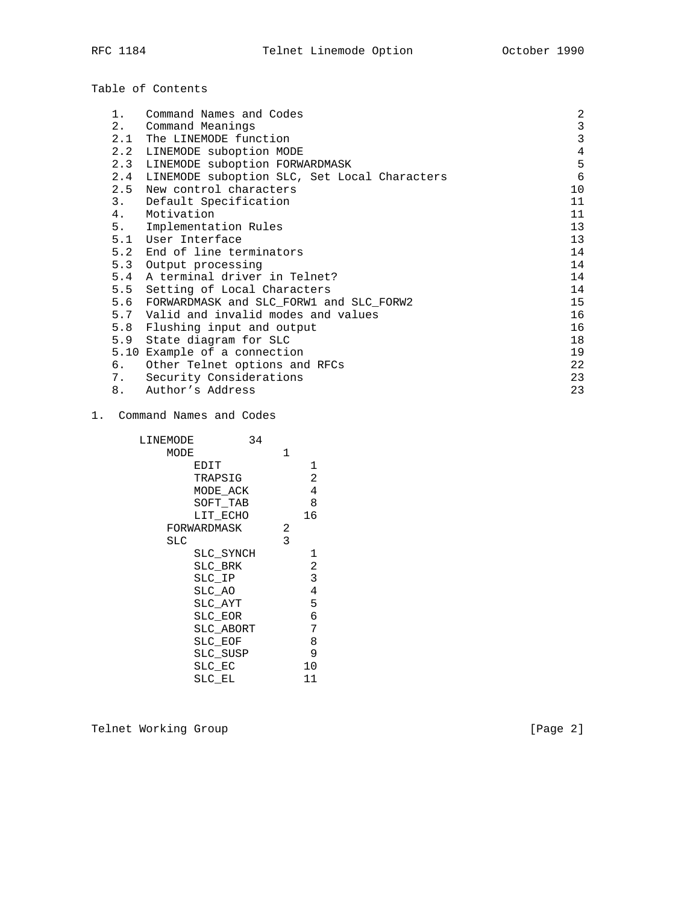Table of Contents

| | | |
|---|---|---|
| 1. | Command Names and Codes | 2 |
| 2. | Command Meanings | 3 |
| 2.1 | The LINEMODE function | 3 |
| 2.2 | LINEMODE suboption MODE | 4 |
| 2.3 | LINEMODE suboption FORWARDMASK | 5 |
| 2.4 | LINEMODE suboption SLC, Set Local Characters | 6 |
| 2.5 | New control characters | 10 |
| 3. | Default Specification | 11 |
| 4. | Motivation | 11 |
| 5. | Implementation Rules | 13 |
| 5.1 | User Interface | 13 |
| 5.2 | End of line terminators | 14 |
| 5.3 | Output processing | 14 |
| 5.4 | A terminal driver in Telnet? | 14 |
| 5.5 | Setting of Local Characters | 14 |
| 5.6 | FORWARDMASK and SLC_FORW1 and SLC_FORW2 | 15 |
| 5.7 | Valid and invalid modes and values | 16 |
| 5.8 | Flushing input and output | 16 |
| 5.9 | State diagram for SLC | 18 |
| 5.10 | Example of a connection | 19 |
| 6. | Other Telnet options and RFCs | 22 |
| 7. | Security Considerations | 23 |
| 8. | Author's Address | 23 |

# 1. Command Names and Codes

```
LINEMODE        34
   MODE            1
       EDIT            1
       TRAPSIG         2
       MODE_ACK        4
       SOFT_TAB        8
       LIT_ECHO       16
   FORWARDMASK     2
   SLC             3
       SLC_SYNCH       1
       SLC_BRK         2
       SLC_IP          3
       SLC_AO          4
       SLC_AYT         5
       SLC_EOR         6
       SLC_ABORT       7
       SLC_EOF         8
       SLC_SUSP        9
       SLC_EC         10
       SLC_EL         11
```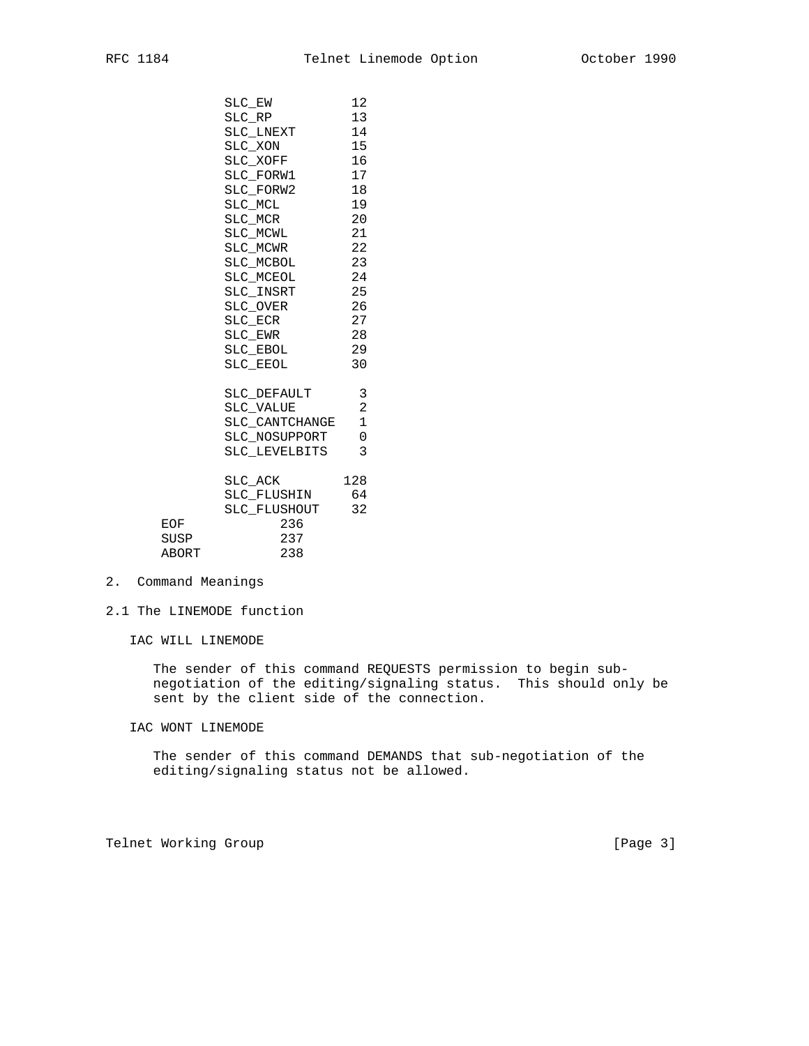```
            SLC_EW           12
            SLC_RP           13
            SLC_LNEXT        14
            SLC_XON          15
            SLC_XOFF         16
            SLC_FORW1        17
            SLC_FORW2        18
            SLC_MCL          19
            SLC_MCR          20
            SLC_MCWL         21
            SLC_MCWR         22
            SLC_MCBOL        23
            SLC_MCEOL        24
            SLC_INSRT        25
            SLC_OVER         26
            SLC_ECR          27
            SLC_EWR          28
            SLC_EBOL         29
            SLC_EEOL         30

            SLC_DEFAULT       3
            SLC_VALUE         2
            SLC_CANTCHANGE    1
            SLC_NOSUPPORT     0
            SLC_LEVELBITS     3

            SLC_ACK         128
            SLC_FLUSHIN      64
            SLC_FLUSHOUT     32
    EOF           236
    SUSP          237
    ABORT         238
```

## 2. Command Meanings

### 2.1 The LINEMODE function

IAC WILL LINEMODE

The sender of this command REQUESTS permission to begin sub-negotiation of the editing/signaling status. This should only be sent by the client side of the connection.

IAC WONT LINEMODE

The sender of this command DEMANDS that sub-negotiation of the editing/signaling status not be allowed.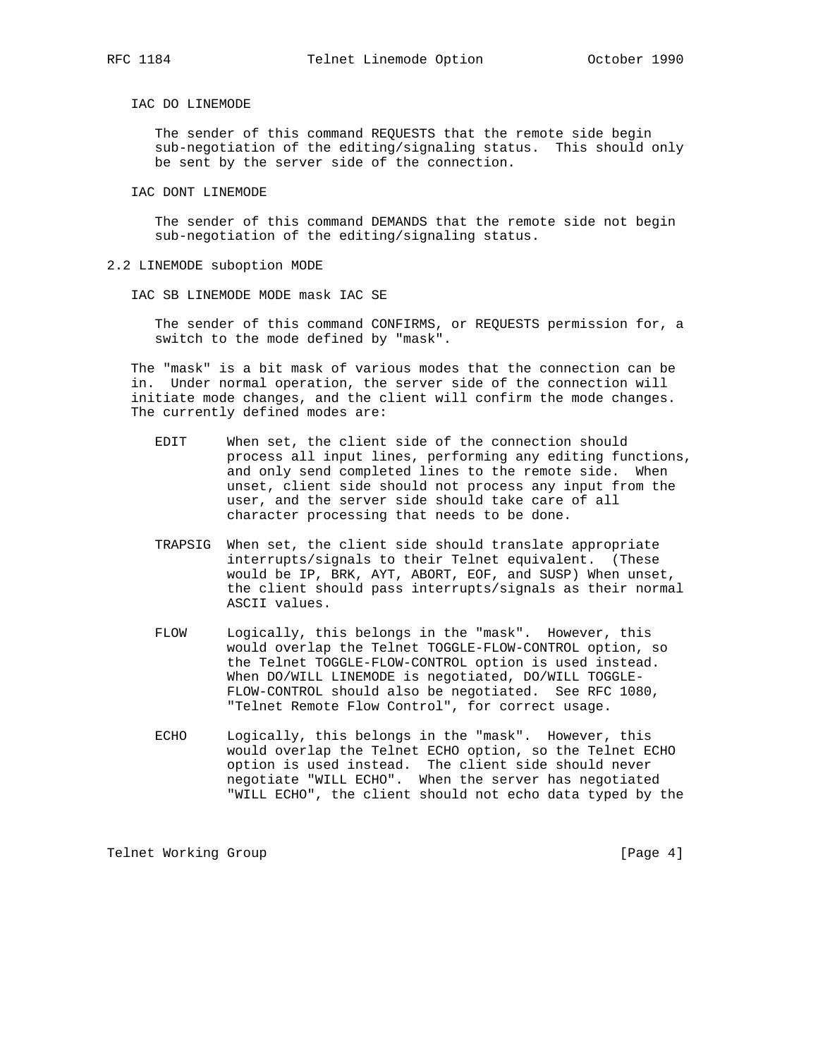IAC DO LINEMODE

The sender of this command REQUESTS that the remote side begin sub-negotiation of the editing/signaling status. This should only be sent by the server side of the connection.

IAC DONT LINEMODE

The sender of this command DEMANDS that the remote side not begin sub-negotiation of the editing/signaling status.

## 2.2 LINEMODE suboption MODE

IAC SB LINEMODE MODE mask IAC SE

The sender of this command CONFIRMS, or REQUESTS permission for, a switch to the mode defined by "mask".

The "mask" is a bit mask of various modes that the connection can be in. Under normal operation, the server side of the connection will initiate mode changes, and the client will confirm the mode changes. The currently defined modes are:

EDIT — When set, the client side of the connection should process all input lines, performing any editing functions, and only send completed lines to the remote side. When unset, client side should not process any input from the user, and the server side should take care of all character processing that needs to be done.

TRAPSIG — When set, the client side should translate appropriate interrupts/signals to their Telnet equivalent. (These would be IP, BRK, AYT, ABORT, EOF, and SUSP) When unset, the client should pass interrupts/signals as their normal ASCII values.

FLOW — Logically, this belongs in the "mask". However, this would overlap the Telnet TOGGLE-FLOW-CONTROL option, so the Telnet TOGGLE-FLOW-CONTROL option is used instead. When DO/WILL LINEMODE is negotiated, DO/WILL TOGGLE-FLOW-CONTROL should also be negotiated. See RFC 1080, "Telnet Remote Flow Control", for correct usage.

ECHO — Logically, this belongs in the "mask". However, this would overlap the Telnet ECHO option, so the Telnet ECHO option is used instead. The client side should never negotiate "WILL ECHO". When the server has negotiated "WILL ECHO", the client should not echo data typed by the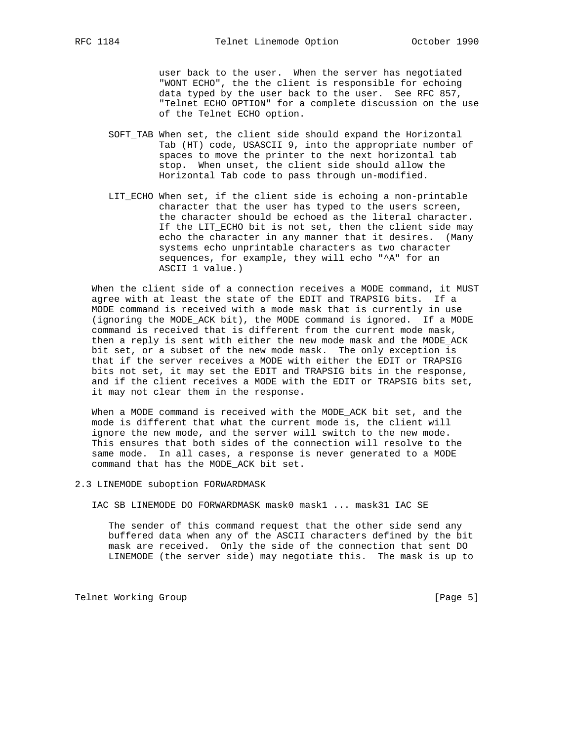user back to the user. When the server has negotiated "WONT ECHO", the the client is responsible for echoing data typed by the user back to the user. See RFC 857, "Telnet ECHO OPTION" for a complete discussion on the use of the Telnet ECHO option.

SOFT_TAB When set, the client side should expand the Horizontal Tab (HT) code, USASCII 9, into the appropriate number of spaces to move the printer to the next horizontal tab stop. When unset, the client side should allow the Horizontal Tab code to pass through un-modified.

LIT_ECHO When set, if the client side is echoing a non-printable character that the user has typed to the users screen, the character should be echoed as the literal character. If the LIT_ECHO bit is not set, then the client side may echo the character in any manner that it desires. (Many systems echo unprintable characters as two character sequences, for example, they will echo "^A" for an ASCII 1 value.)

When the client side of a connection receives a MODE command, it MUST agree with at least the state of the EDIT and TRAPSIG bits. If a MODE command is received with a mode mask that is currently in use (ignoring the MODE_ACK bit), the MODE command is ignored. If a MODE command is received that is different from the current mode mask, then a reply is sent with either the new mode mask and the MODE_ACK bit set, or a subset of the new mode mask. The only exception is that if the server receives a MODE with either the EDIT or TRAPSIG bits not set, it may set the EDIT and TRAPSIG bits in the response, and if the client receives a MODE with the EDIT or TRAPSIG bits set, it may not clear them in the response.

When a MODE command is received with the MODE_ACK bit set, and the mode is different that what the current mode is, the client will ignore the new mode, and the server will switch to the new mode. This ensures that both sides of the connection will resolve to the same mode. In all cases, a response is never generated to a MODE command that has the MODE_ACK bit set.

## 2.3 LINEMODE suboption FORWARDMASK

IAC SB LINEMODE DO FORWARDMASK mask0 mask1 ... mask31 IAC SE

The sender of this command request that the other side send any buffered data when any of the ASCII characters defined by the bit mask are received. Only the side of the connection that sent DO LINEMODE (the server side) may negotiate this. The mask is up to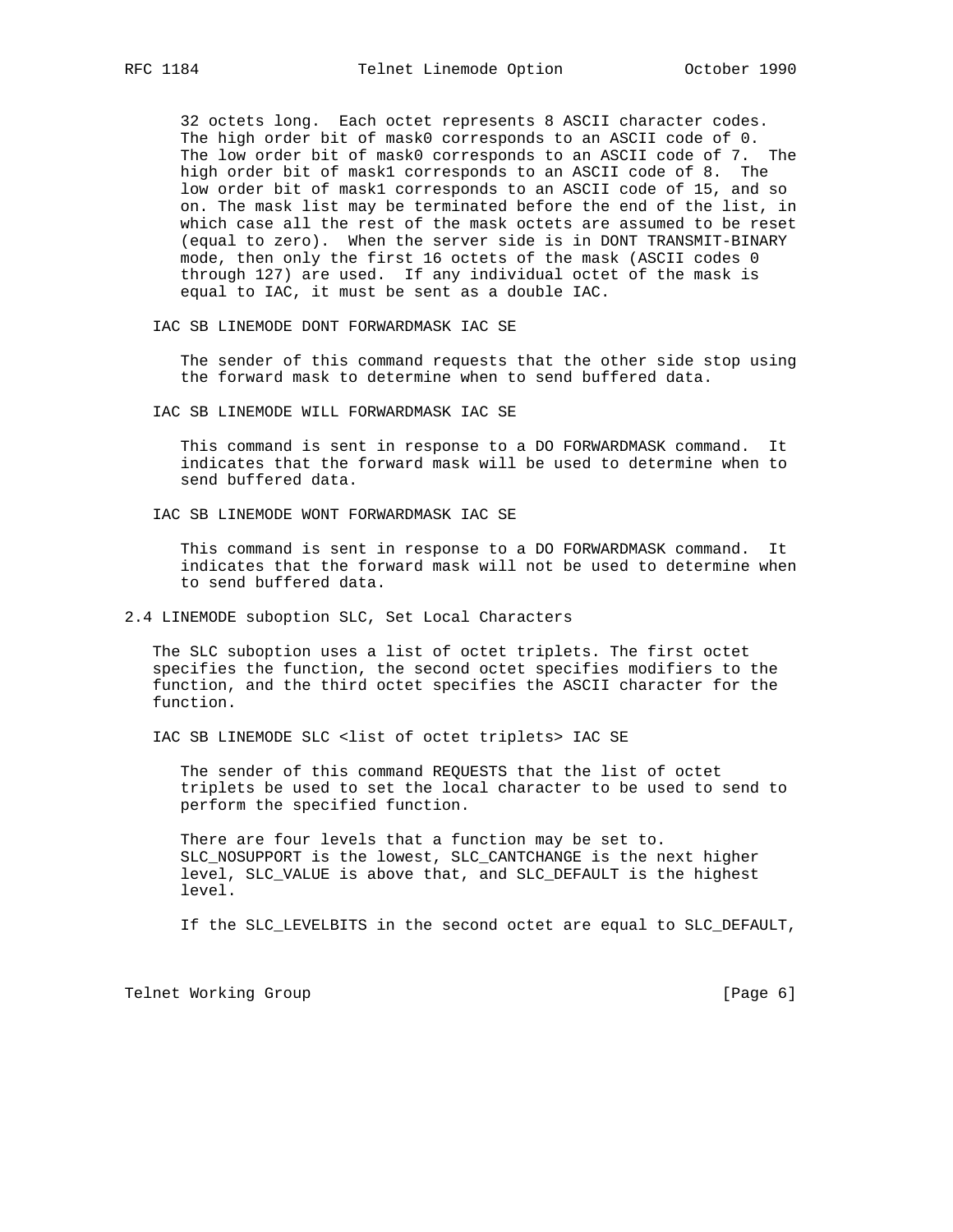32 octets long. Each octet represents 8 ASCII character codes. The high order bit of mask0 corresponds to an ASCII code of 0. The low order bit of mask0 corresponds to an ASCII code of 7. The high order bit of mask1 corresponds to an ASCII code of 8. The low order bit of mask1 corresponds to an ASCII code of 15, and so on. The mask list may be terminated before the end of the list, in which case all the rest of the mask octets are assumed to be reset (equal to zero). When the server side is in DONT TRANSMIT-BINARY mode, then only the first 16 octets of the mask (ASCII codes 0 through 127) are used. If any individual octet of the mask is equal to IAC, it must be sent as a double IAC.

IAC SB LINEMODE DONT FORWARDMASK IAC SE

The sender of this command requests that the other side stop using the forward mask to determine when to send buffered data.

IAC SB LINEMODE WILL FORWARDMASK IAC SE

This command is sent in response to a DO FORWARDMASK command. It indicates that the forward mask will be used to determine when to send buffered data.

IAC SB LINEMODE WONT FORWARDMASK IAC SE

This command is sent in response to a DO FORWARDMASK command. It indicates that the forward mask will not be used to determine when to send buffered data.

## 2.4 LINEMODE suboption SLC, Set Local Characters

The SLC suboption uses a list of octet triplets. The first octet specifies the function, the second octet specifies modifiers to the function, and the third octet specifies the ASCII character for the function.

IAC SB LINEMODE SLC <list of octet triplets> IAC SE

The sender of this command REQUESTS that the list of octet triplets be used to set the local character to be used to send to perform the specified function.

There are four levels that a function may be set to. SLC_NOSUPPORT is the lowest, SLC_CANTCHANGE is the next higher level, SLC_VALUE is above that, and SLC_DEFAULT is the highest level.

If the SLC_LEVELBITS in the second octet are equal to SLC_DEFAULT,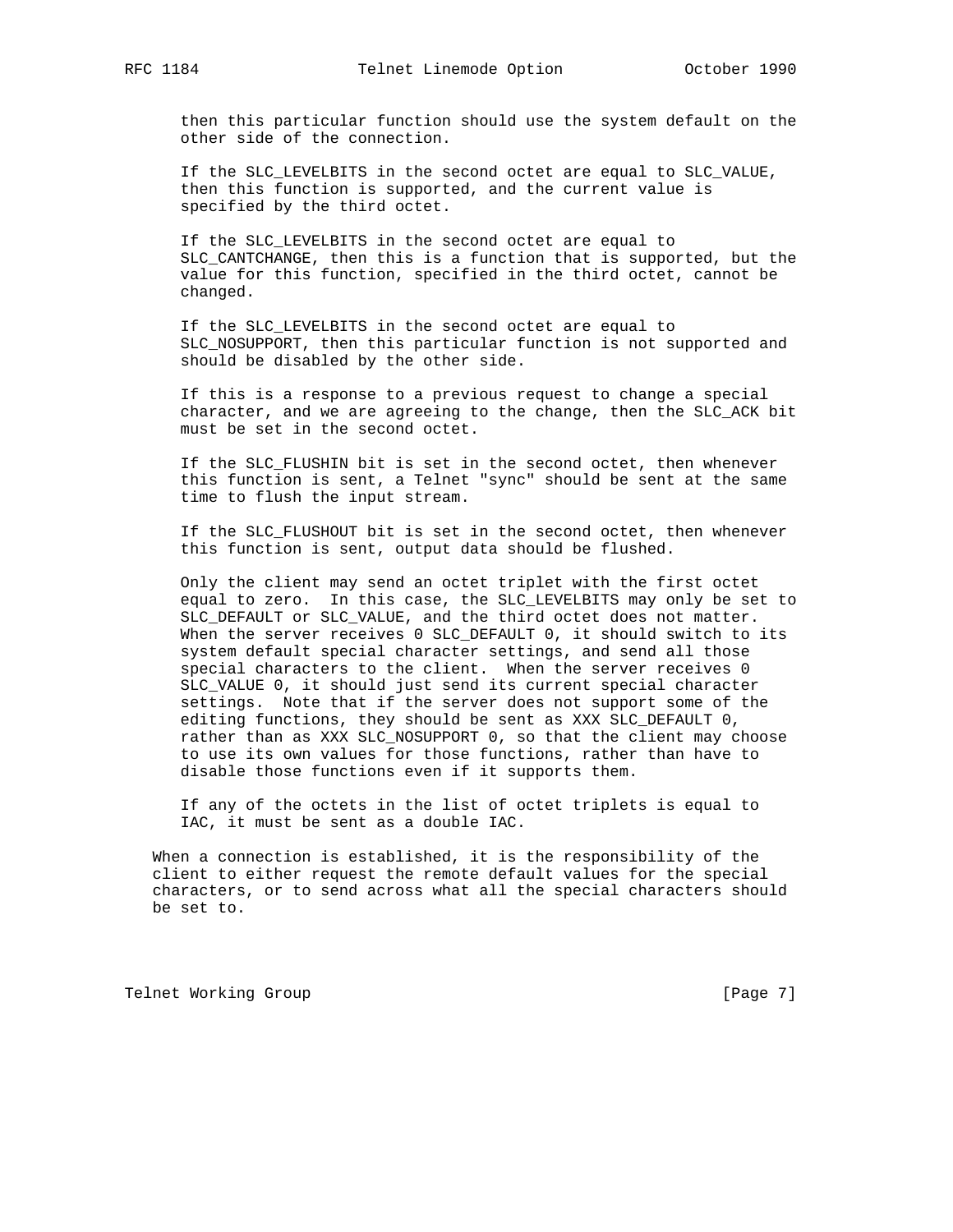then this particular function should use the system default on the other side of the connection.

If the SLC_LEVELBITS in the second octet are equal to SLC_VALUE, then this function is supported, and the current value is specified by the third octet.

If the SLC_LEVELBITS in the second octet are equal to SLC_CANTCHANGE, then this is a function that is supported, but the value for this function, specified in the third octet, cannot be changed.

If the SLC_LEVELBITS in the second octet are equal to SLC_NOSUPPORT, then this particular function is not supported and should be disabled by the other side.

If this is a response to a previous request to change a special character, and we are agreeing to the change, then the SLC_ACK bit must be set in the second octet.

If the SLC_FLUSHIN bit is set in the second octet, then whenever this function is sent, a Telnet "sync" should be sent at the same time to flush the input stream.

If the SLC_FLUSHOUT bit is set in the second octet, then whenever this function is sent, output data should be flushed.

Only the client may send an octet triplet with the first octet equal to zero. In this case, the SLC_LEVELBITS may only be set to SLC_DEFAULT or SLC_VALUE, and the third octet does not matter. When the server receives 0 SLC_DEFAULT 0, it should switch to its system default special character settings, and send all those special characters to the client. When the server receives 0 SLC_VALUE 0, it should just send its current special character settings. Note that if the server does not support some of the editing functions, they should be sent as XXX SLC_DEFAULT 0, rather than as XXX SLC_NOSUPPORT 0, so that the client may choose to use its own values for those functions, rather than have to disable those functions even if it supports them.

If any of the octets in the list of octet triplets is equal to IAC, it must be sent as a double IAC.

When a connection is established, it is the responsibility of the client to either request the remote default values for the special characters, or to send across what all the special characters should be set to.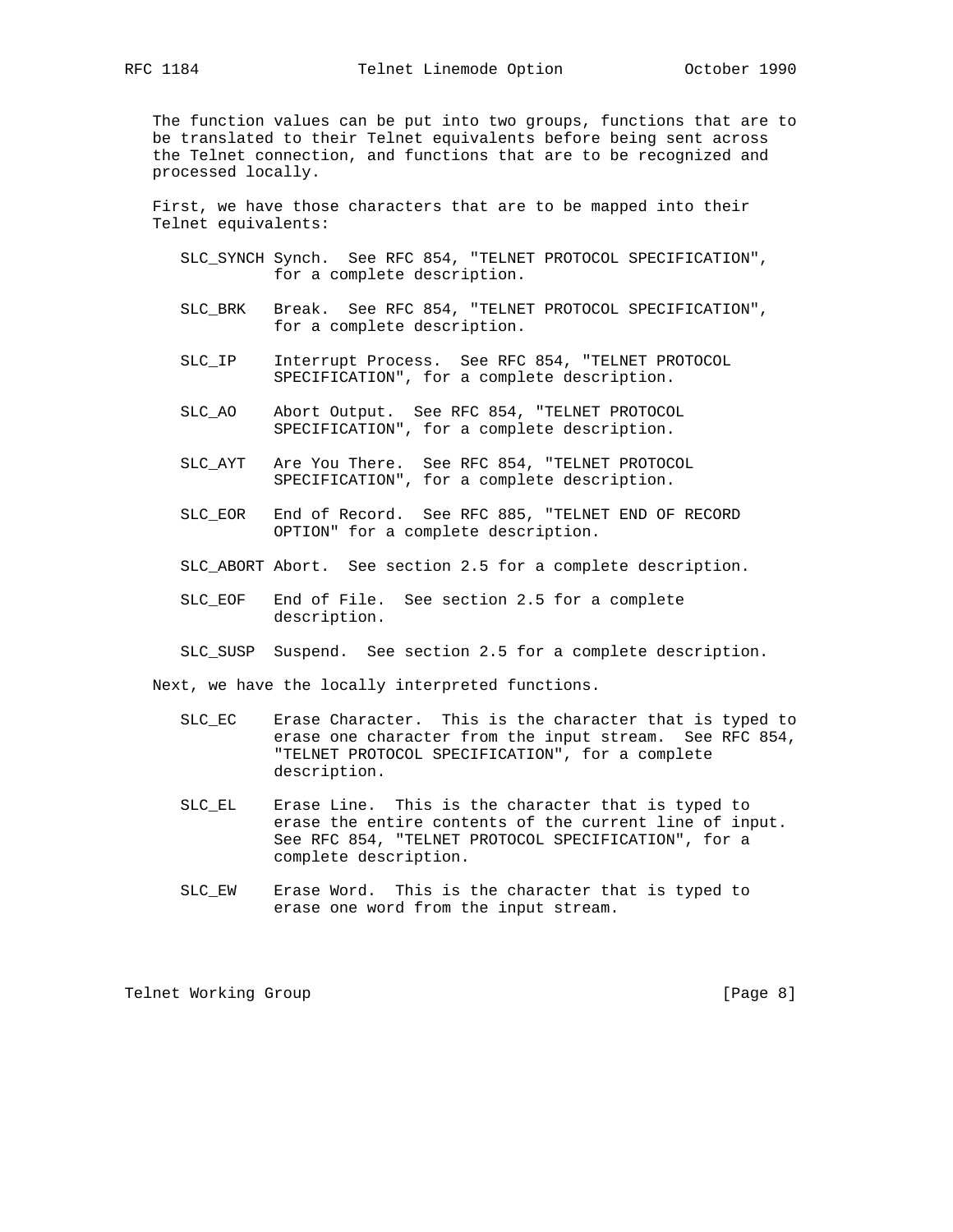The function values can be put into two groups, functions that are to be translated to their Telnet equivalents before being sent across the Telnet connection, and functions that are to be recognized and processed locally.

First, we have those characters that are to be mapped into their Telnet equivalents:

- **SLC_SYNCH** Synch. See RFC 854, "TELNET PROTOCOL SPECIFICATION", for a complete description.
- **SLC_BRK** Break. See RFC 854, "TELNET PROTOCOL SPECIFICATION", for a complete description.
- **SLC_IP** Interrupt Process. See RFC 854, "TELNET PROTOCOL SPECIFICATION", for a complete description.
- **SLC_AO** Abort Output. See RFC 854, "TELNET PROTOCOL SPECIFICATION", for a complete description.
- **SLC_AYT** Are You There. See RFC 854, "TELNET PROTOCOL SPECIFICATION", for a complete description.
- **SLC_EOR** End of Record. See RFC 885, "TELNET END OF RECORD OPTION" for a complete description.
- **SLC_ABORT** Abort. See section 2.5 for a complete description.
- **SLC_EOF** End of File. See section 2.5 for a complete description.
- **SLC_SUSP** Suspend. See section 2.5 for a complete description.

Next, we have the locally interpreted functions.

- **SLC_EC** Erase Character. This is the character that is typed to erase one character from the input stream. See RFC 854, "TELNET PROTOCOL SPECIFICATION", for a complete description.
- **SLC_EL** Erase Line. This is the character that is typed to erase the entire contents of the current line of input. See RFC 854, "TELNET PROTOCOL SPECIFICATION", for a complete description.
- **SLC_EW** Erase Word. This is the character that is typed to erase one word from the input stream.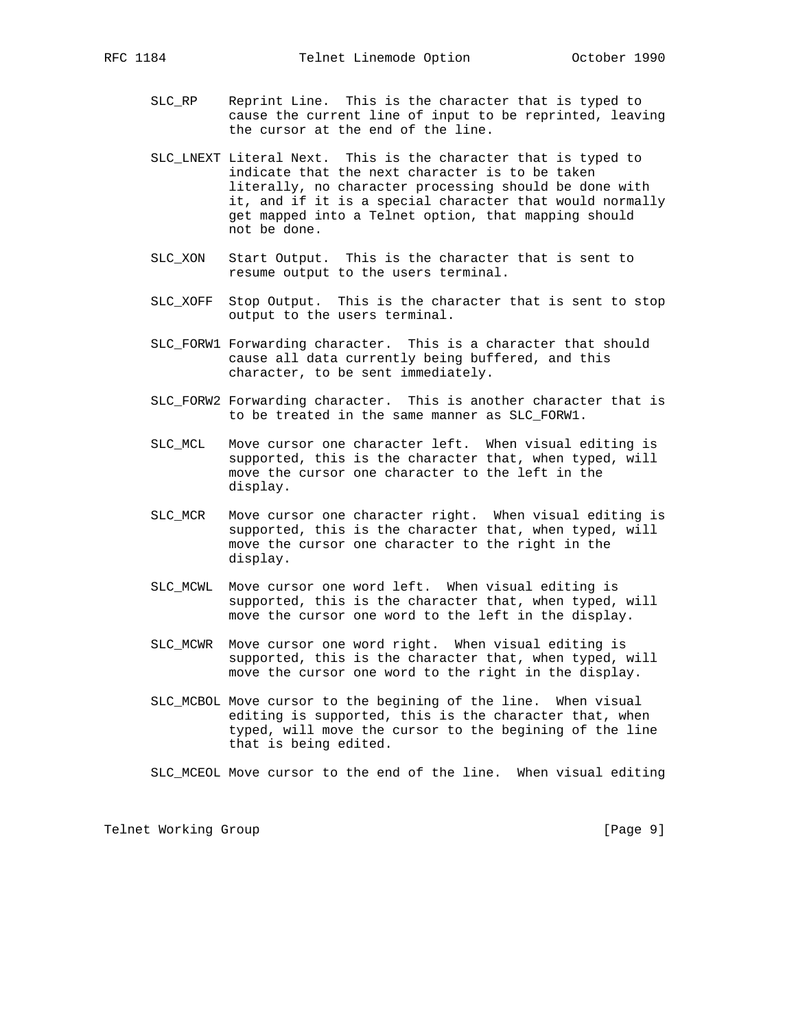SLC_RP     Reprint Line.  This is the character that is typed to cause the current line of input to be reprinted, leaving the cursor at the end of the line.

SLC_LNEXT Literal Next.  This is the character that is typed to indicate that the next character is to be taken literally, no character processing should be done with it, and if it is a special character that would normally get mapped into a Telnet option, that mapping should not be done.

SLC_XON   Start Output.  This is the character that is sent to resume output to the users terminal.

SLC_XOFF  Stop Output.  This is the character that is sent to stop output to the users terminal.

SLC_FORW1 Forwarding character.  This is a character that should cause all data currently being buffered, and this character, to be sent immediately.

SLC_FORW2 Forwarding character.  This is another character that is to be treated in the same manner as SLC_FORW1.

SLC_MCL   Move cursor one character left.  When visual editing is supported, this is the character that, when typed, will move the cursor one character to the left in the display.

SLC_MCR   Move cursor one character right.  When visual editing is supported, this is the character that, when typed, will move the cursor one character to the right in the display.

SLC_MCWL  Move cursor one word left.  When visual editing is supported, this is the character that, when typed, will move the cursor one word to the left in the display.

SLC_MCWR  Move cursor one word right.  When visual editing is supported, this is the character that, when typed, will move the cursor one word to the right in the display.

SLC_MCBOL Move cursor to the begining of the line.  When visual editing is supported, this is the character that, when typed, will move the cursor to the begining of the line that is being edited.

SLC_MCEOL Move cursor to the end of the line.  When visual editing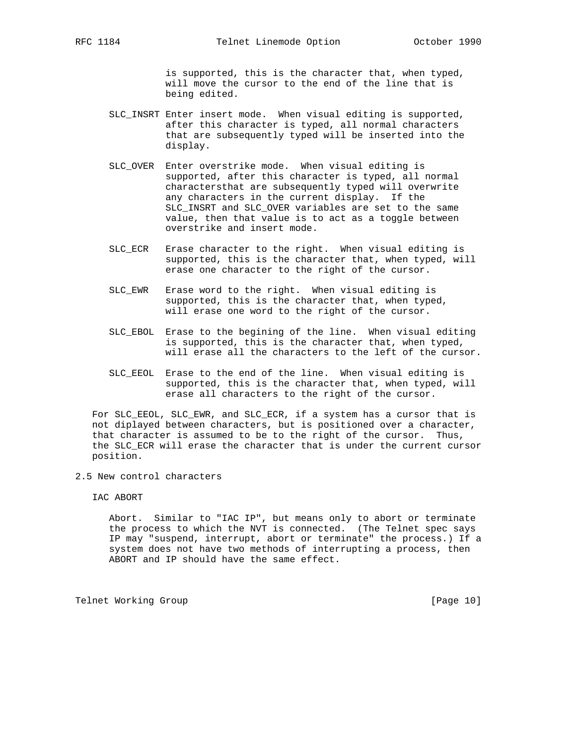is supported, this is the character that, when typed, will move the cursor to the end of the line that is being edited.

SLC_INSRT Enter insert mode. When visual editing is supported, after this character is typed, all normal characters that are subsequently typed will be inserted into the display.

SLC_OVER Enter overstrike mode. When visual editing is supported, after this character is typed, all normal charactersthat are subsequently typed will overwrite any characters in the current display. If the SLC_INSRT and SLC_OVER variables are set to the same value, then that value is to act as a toggle between overstrike and insert mode.

SLC_ECR Erase character to the right. When visual editing is supported, this is the character that, when typed, will erase one character to the right of the cursor.

SLC_EWR Erase word to the right. When visual editing is supported, this is the character that, when typed, will erase one word to the right of the cursor.

SLC_EBOL Erase to the begining of the line. When visual editing is supported, this is the character that, when typed, will erase all the characters to the left of the cursor.

SLC_EEOL Erase to the end of the line. When visual editing is supported, this is the character that, when typed, will erase all characters to the right of the cursor.

For SLC_EEOL, SLC_EWR, and SLC_ECR, if a system has a cursor that is not diplayed between characters, but is positioned over a character, that character is assumed to be to the right of the cursor. Thus, the SLC_ECR will erase the character that is under the current cursor position.

## 2.5 New control characters

IAC ABORT

Abort. Similar to "IAC IP", but means only to abort or terminate the process to which the NVT is connected. (The Telnet spec says IP may "suspend, interrupt, abort or terminate" the process.) If a system does not have two methods of interrupting a process, then ABORT and IP should have the same effect.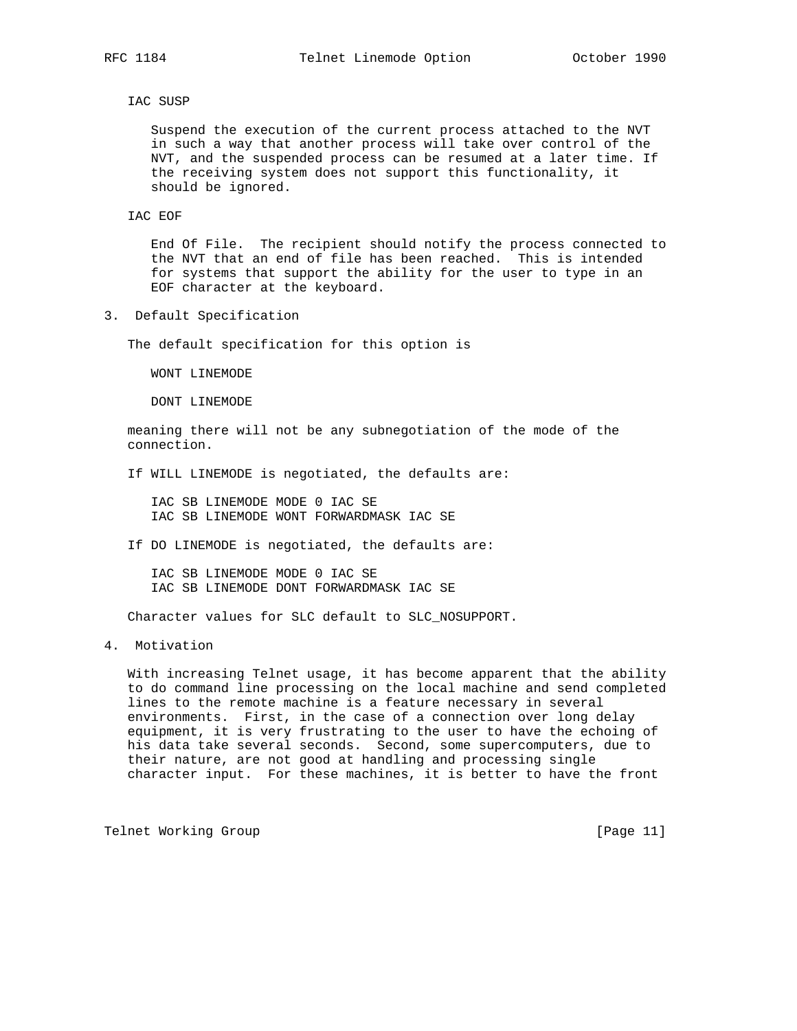IAC SUSP

Suspend the execution of the current process attached to the NVT in such a way that another process will take over control of the NVT, and the suspended process can be resumed at a later time. If the receiving system does not support this functionality, it should be ignored.

IAC EOF

End Of File. The recipient should notify the process connected to the NVT that an end of file has been reached. This is intended for systems that support the ability for the user to type in an EOF character at the keyboard.

## 3. Default Specification

The default specification for this option is

```
WONT LINEMODE

DONT LINEMODE
```

meaning there will not be any subnegotiation of the mode of the connection.

If WILL LINEMODE is negotiated, the defaults are:

```
IAC SB LINEMODE MODE 0 IAC SE
IAC SB LINEMODE WONT FORWARDMASK IAC SE
```

If DO LINEMODE is negotiated, the defaults are:

```
IAC SB LINEMODE MODE 0 IAC SE
IAC SB LINEMODE DONT FORWARDMASK IAC SE
```

Character values for SLC default to SLC_NOSUPPORT.

## 4. Motivation

With increasing Telnet usage, it has become apparent that the ability to do command line processing on the local machine and send completed lines to the remote machine is a feature necessary in several environments. First, in the case of a connection over long delay equipment, it is very frustrating to the user to have the echoing of his data take several seconds. Second, some supercomputers, due to their nature, are not good at handling and processing single character input. For these machines, it is better to have the front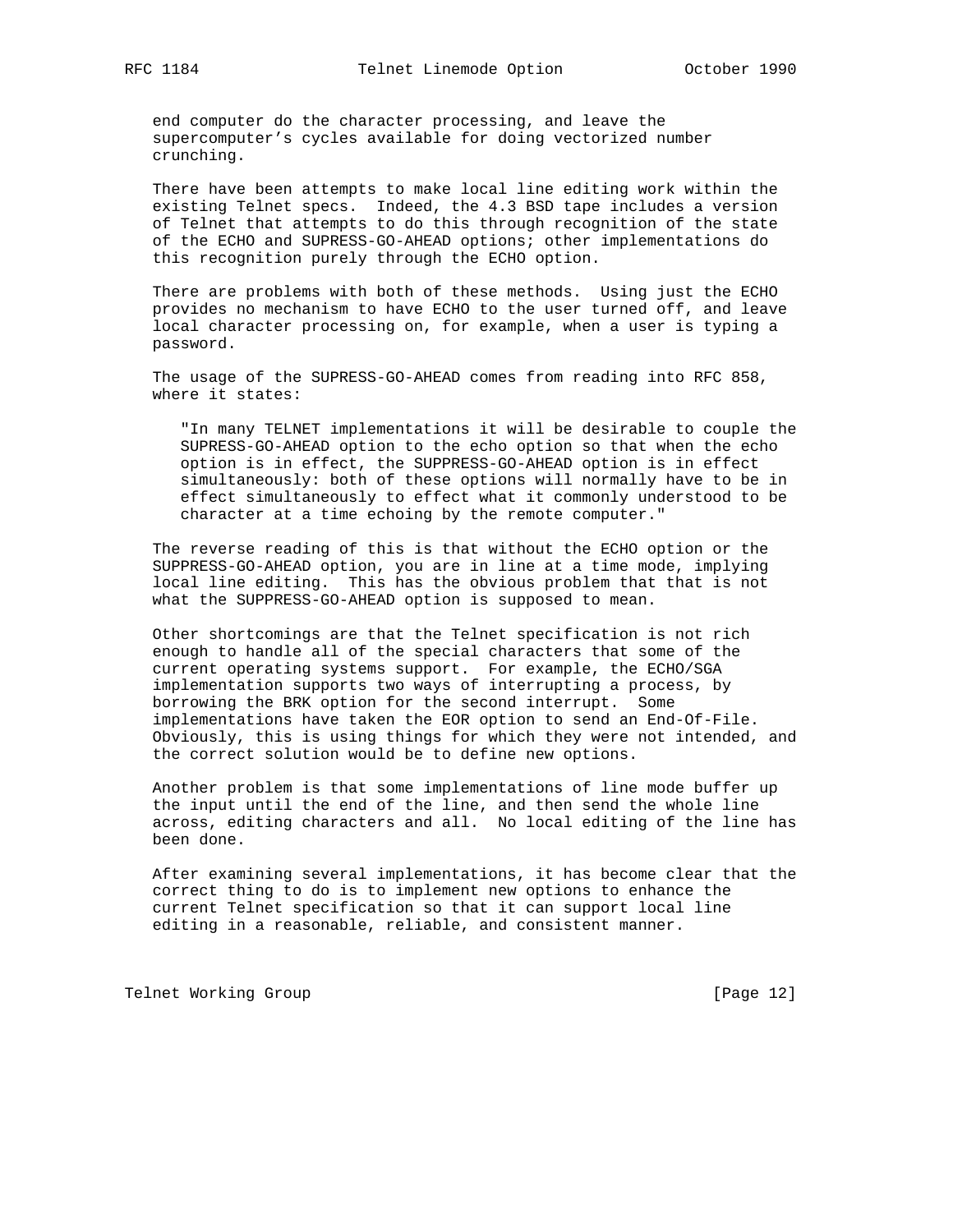end computer do the character processing, and leave the supercomputer's cycles available for doing vectorized number crunching.

There have been attempts to make local line editing work within the existing Telnet specs. Indeed, the 4.3 BSD tape includes a version of Telnet that attempts to do this through recognition of the state of the ECHO and SUPRESS-GO-AHEAD options; other implementations do this recognition purely through the ECHO option.

There are problems with both of these methods. Using just the ECHO provides no mechanism to have ECHO to the user turned off, and leave local character processing on, for example, when a user is typing a password.

The usage of the SUPRESS-GO-AHEAD comes from reading into RFC 858, where it states:

> "In many TELNET implementations it will be desirable to couple the SUPRESS-GO-AHEAD option to the echo option so that when the echo option is in effect, the SUPRESS-GO-AHEAD option is in effect simultaneously: both of these options will normally have to be in effect simultaneously to effect what it commonly understood to be character at a time echoing by the remote computer."

The reverse reading of this is that without the ECHO option or the SUPPRESS-GO-AHEAD option, you are in line at a time mode, implying local line editing. This has the obvious problem that that is not what the SUPPRESS-GO-AHEAD option is supposed to mean.

Other shortcomings are that the Telnet specification is not rich enough to handle all of the special characters that some of the current operating systems support. For example, the ECHO/SGA implementation supports two ways of interrupting a process, by borrowing the BRK option for the second interrupt. Some implementations have taken the EOR option to send an End-Of-File. Obviously, this is using things for which they were not intended, and the correct solution would be to define new options.

Another problem is that some implementations of line mode buffer up the input until the end of the line, and then send the whole line across, editing characters and all. No local editing of the line has been done.

After examining several implementations, it has become clear that the correct thing to do is to implement new options to enhance the current Telnet specification so that it can support local line editing in a reasonable, reliable, and consistent manner.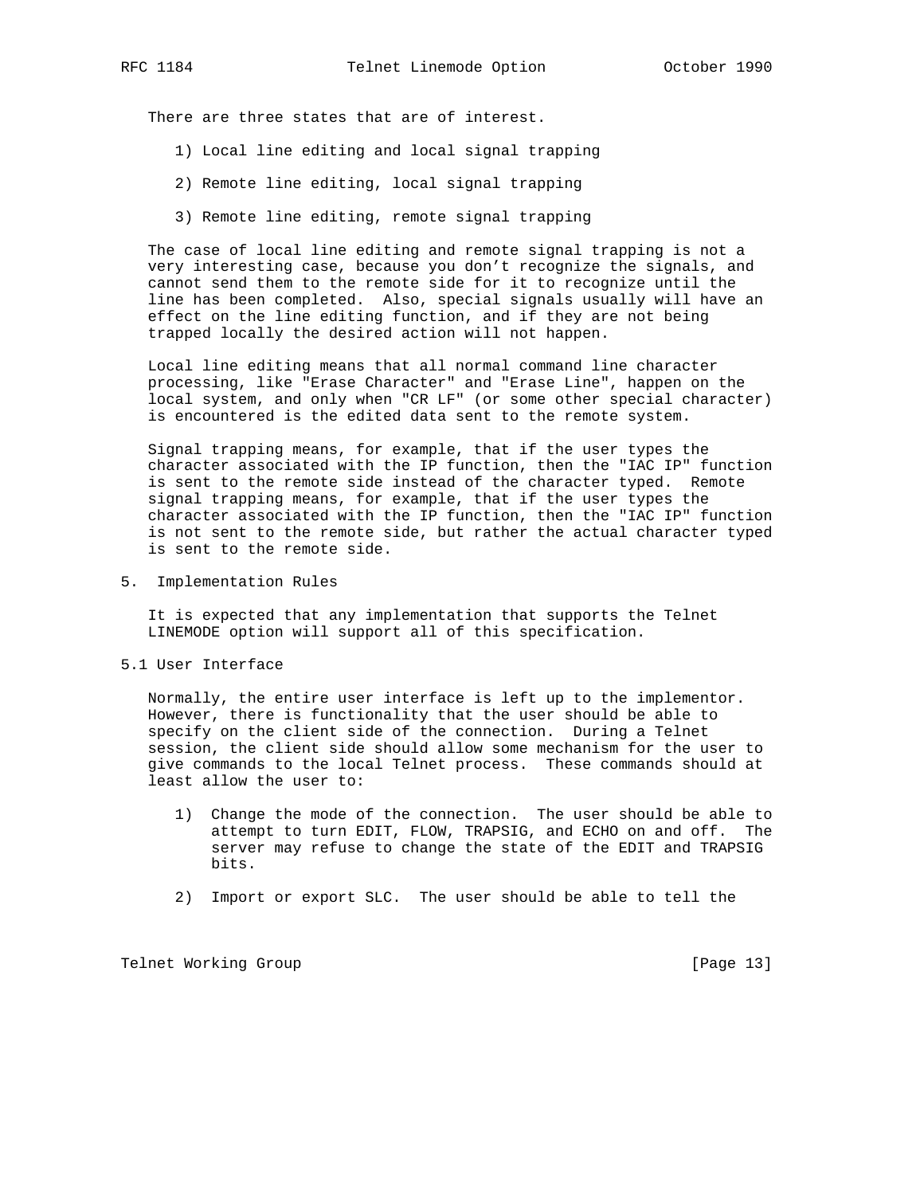There are three states that are of interest.

1) Local line editing and local signal trapping

2) Remote line editing, local signal trapping

3) Remote line editing, remote signal trapping

The case of local line editing and remote signal trapping is not a very interesting case, because you don't recognize the signals, and cannot send them to the remote side for it to recognize until the line has been completed. Also, special signals usually will have an effect on the line editing function, and if they are not being trapped locally the desired action will not happen.

Local line editing means that all normal command line character processing, like "Erase Character" and "Erase Line", happen on the local system, and only when "CR LF" (or some other special character) is encountered is the edited data sent to the remote system.

Signal trapping means, for example, that if the user types the character associated with the IP function, then the "IAC IP" function is sent to the remote side instead of the character typed. Remote signal trapping means, for example, that if the user types the character associated with the IP function, then the "IAC IP" function is not sent to the remote side, but rather the actual character typed is sent to the remote side.

## 5. Implementation Rules

It is expected that any implementation that supports the Telnet LINEMODE option will support all of this specification.

### 5.1 User Interface

Normally, the entire user interface is left up to the implementor. However, there is functionality that the user should be able to specify on the client side of the connection. During a Telnet session, the client side should allow some mechanism for the user to give commands to the local Telnet process. These commands should at least allow the user to:

1) Change the mode of the connection. The user should be able to attempt to turn EDIT, FLOW, TRAPSIG, and ECHO on and off. The server may refuse to change the state of the EDIT and TRAPSIG bits.

2) Import or export SLC. The user should be able to tell the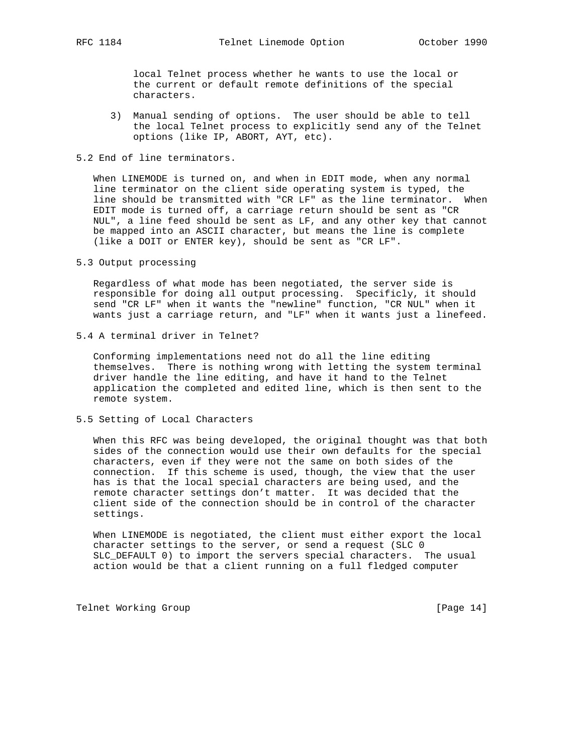local Telnet process whether he wants to use the local or the current or default remote definitions of the special characters.

3) Manual sending of options. The user should be able to tell the local Telnet process to explicitly send any of the Telnet options (like IP, ABORT, AYT, etc).

## 5.2 End of line terminators.

When LINEMODE is turned on, and when in EDIT mode, when any normal line terminator on the client side operating system is typed, the line should be transmitted with "CR LF" as the line terminator. When EDIT mode is turned off, a carriage return should be sent as "CR NUL", a line feed should be sent as LF, and any other key that cannot be mapped into an ASCII character, but means the line is complete (like a DOIT or ENTER key), should be sent as "CR LF".

## 5.3 Output processing

Regardless of what mode has been negotiated, the server side is responsible for doing all output processing. Specificly, it should send "CR LF" when it wants the "newline" function, "CR NUL" when it wants just a carriage return, and "LF" when it wants just a linefeed.

## 5.4 A terminal driver in Telnet?

Conforming implementations need not do all the line editing themselves. There is nothing wrong with letting the system terminal driver handle the line editing, and have it hand to the Telnet application the completed and edited line, which is then sent to the remote system.

## 5.5 Setting of Local Characters

When this RFC was being developed, the original thought was that both sides of the connection would use their own defaults for the special characters, even if they were not the same on both sides of the connection. If this scheme is used, though, the view that the user has is that the local special characters are being used, and the remote character settings don't matter. It was decided that the client side of the connection should be in control of the character settings.

When LINEMODE is negotiated, the client must either export the local character settings to the server, or send a request (SLC 0 SLC_DEFAULT 0) to import the servers special characters. The usual action would be that a client running on a full fledged computer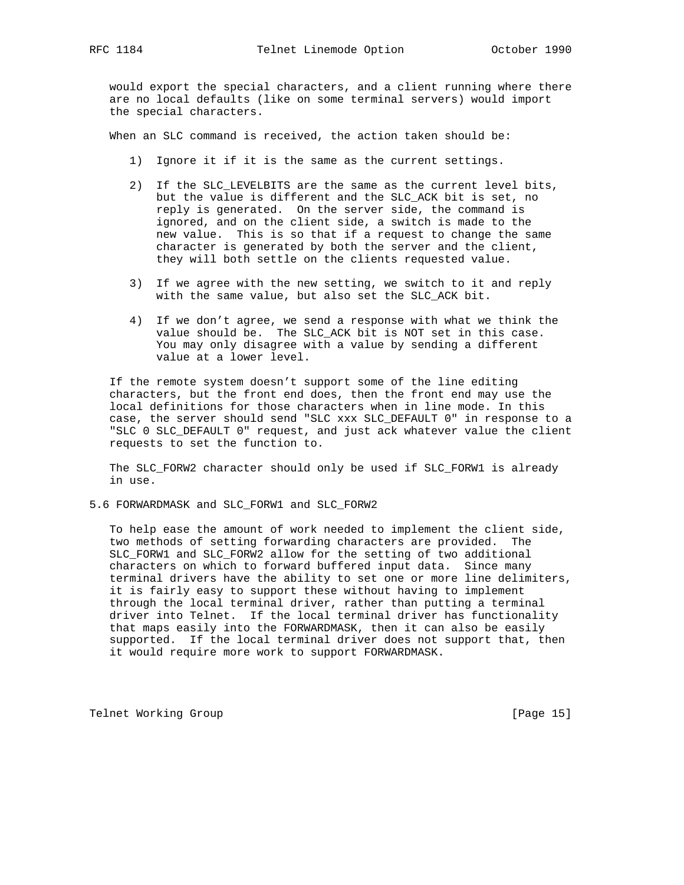would export the special characters, and a client running where there are no local defaults (like on some terminal servers) would import the special characters.

When an SLC command is received, the action taken should be:

1) Ignore it if it is the same as the current settings.

2) If the SLC_LEVELBITS are the same as the current level bits, but the value is different and the SLC_ACK bit is set, no reply is generated. On the server side, the command is ignored, and on the client side, a switch is made to the new value. This is so that if a request to change the same character is generated by both the server and the client, they will both settle on the clients requested value.

3) If we agree with the new setting, we switch to it and reply with the same value, but also set the SLC_ACK bit.

4) If we don’t agree, we send a response with what we think the value should be. The SLC_ACK bit is NOT set in this case. You may only disagree with a value by sending a different value at a lower level.

If the remote system doesn’t support some of the line editing characters, but the front end does, then the front end may use the local definitions for those characters when in line mode. In this case, the server should send "SLC xxx SLC_DEFAULT 0" in response to a "SLC 0 SLC_DEFAULT 0" request, and just ack whatever value the client requests to set the function to.

The SLC_FORW2 character should only be used if SLC_FORW1 is already in use.

## 5.6 FORWARDMASK and SLC_FORW1 and SLC_FORW2

To help ease the amount of work needed to implement the client side, two methods of setting forwarding characters are provided. The SLC_FORW1 and SLC_FORW2 allow for the setting of two additional characters on which to forward buffered input data. Since many terminal drivers have the ability to set one or more line delimiters, it is fairly easy to support these without having to implement through the local terminal driver, rather than putting a terminal driver into Telnet. If the local terminal driver has functionality that maps easily into the FORWARDMASK, then it can also be easily supported. If the local terminal driver does not support that, then it would require more work to support FORWARDMASK.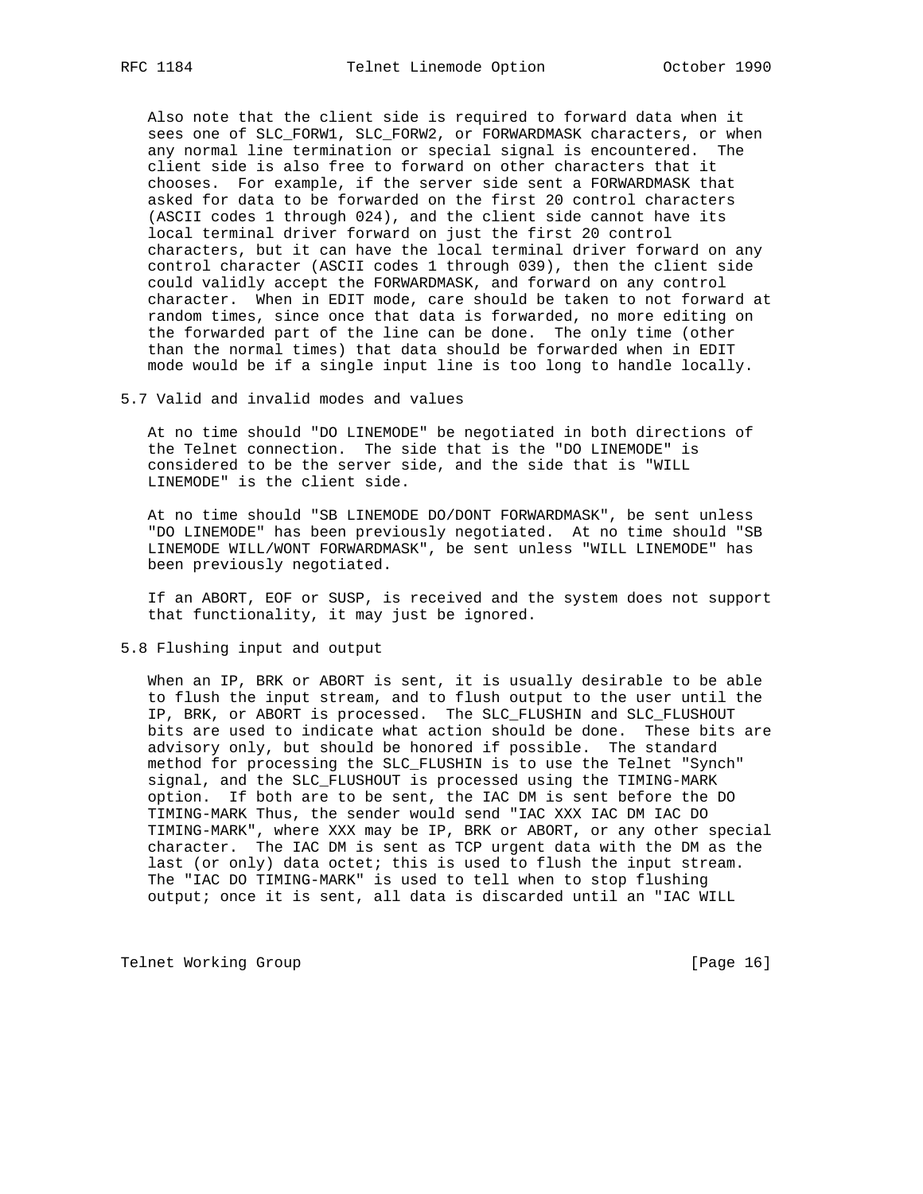Also note that the client side is required to forward data when it sees one of SLC_FORW1, SLC_FORW2, or FORWARDMASK characters, or when any normal line termination or special signal is encountered. The client side is also free to forward on other characters that it chooses. For example, if the server side sent a FORWARDMASK that asked for data to be forwarded on the first 20 control characters (ASCII codes 1 through 024), and the client side cannot have its local terminal driver forward on just the first 20 control characters, but it can have the local terminal driver forward on any control character (ASCII codes 1 through 039), then the client side could validly accept the FORWARDMASK, and forward on any control character. When in EDIT mode, care should be taken to not forward at random times, since once that data is forwarded, no more editing on the forwarded part of the line can be done. The only time (other than the normal times) that data should be forwarded when in EDIT mode would be if a single input line is too long to handle locally.

## 5.7 Valid and invalid modes and values

At no time should "DO LINEMODE" be negotiated in both directions of the Telnet connection. The side that is the "DO LINEMODE" is considered to be the server side, and the side that is "WILL LINEMODE" is the client side.

At no time should "SB LINEMODE DO/DONT FORWARDMASK", be sent unless "DO LINEMODE" has been previously negotiated. At no time should "SB LINEMODE WILL/WONT FORWARDMASK", be sent unless "WILL LINEMODE" has been previously negotiated.

If an ABORT, EOF or SUSP, is received and the system does not support that functionality, it may just be ignored.

## 5.8 Flushing input and output

When an IP, BRK or ABORT is sent, it is usually desirable to be able to flush the input stream, and to flush output to the user until the IP, BRK, or ABORT is processed. The SLC_FLUSHIN and SLC_FLUSHOUT bits are used to indicate what action should be done. These bits are advisory only, but should be honored if possible. The standard method for processing the SLC_FLUSHIN is to use the Telnet "Synch" signal, and the SLC_FLUSHOUT is processed using the TIMING-MARK option. If both are to be sent, the IAC DM is sent before the DO TIMING-MARK Thus, the sender would send "IAC XXX IAC DM IAC DO TIMING-MARK", where XXX may be IP, BRK or ABORT, or any other special character. The IAC DM is sent as TCP urgent data with the DM as the last (or only) data octet; this is used to flush the input stream. The "IAC DO TIMING-MARK" is used to tell when to stop flushing output; once it is sent, all data is discarded until an "IAC WILL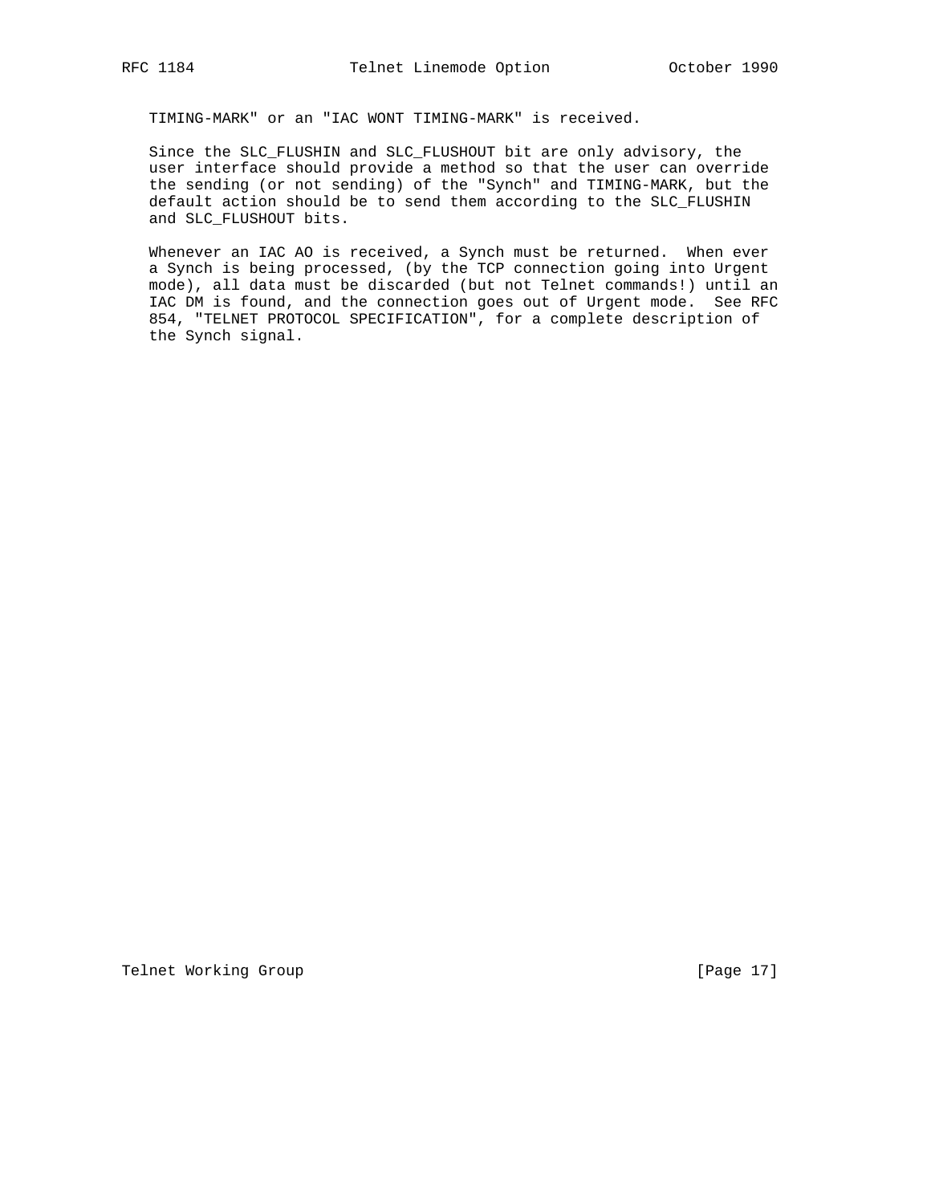TIMING-MARK" or an "IAC WONT TIMING-MARK" is received.

Since the SLC_FLUSHIN and SLC_FLUSHOUT bit are only advisory, the user interface should provide a method so that the user can override the sending (or not sending) of the "Synch" and TIMING-MARK, but the default action should be to send them according to the SLC_FLUSHIN and SLC_FLUSHOUT bits.

Whenever an IAC AO is received, a Synch must be returned. When ever a Synch is being processed, (by the TCP connection going into Urgent mode), all data must be discarded (but not Telnet commands!) until an IAC DM is found, and the connection goes out of Urgent mode. See RFC 854, "TELNET PROTOCOL SPECIFICATION", for a complete description of the Synch signal.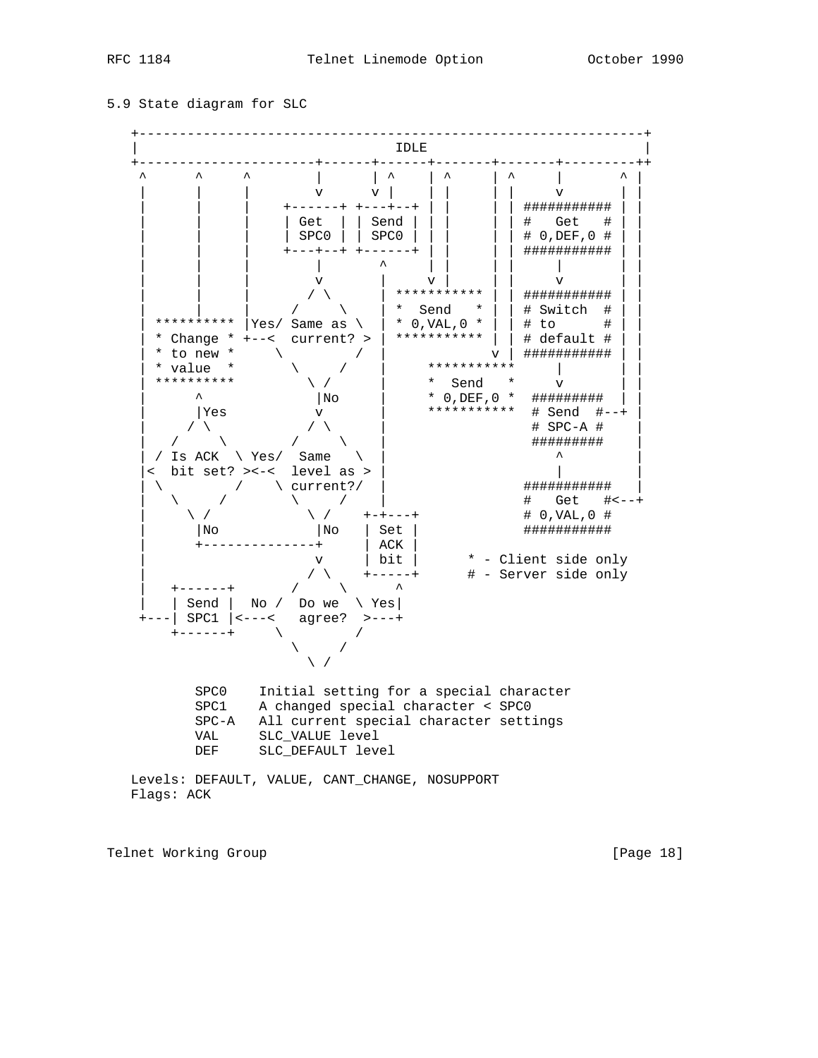## 5.9 State diagram for SLC

```
   +-------------------------------------------------------------+
   |                             IDLE                            |
   +----------------------+------+------+-------+-------+---------++
    ^      ^     ^        |      | ^    | ^     | ^     |       ^ |
    |      |     |        v      v |    | |     | |     v       | |
    |      |     |     +------+ +---+--+ | |     | | ########### | |
    |      |     |     | Get  | | Send | | |     | | #   Get   # | |
    |      |     |     | SPC0 | | SPC0 | | |     | | # 0,DEF,0 # | |
    |      |     |     +---+--+ +------+ | |     | | ########### | |
    |      |     |         |       ^     | |     | |     |       | |
    |      |     |         v       |     v |     | |     v       | |
    |      |     |        / \      | *********** | | ########### | |
    |      |     |      /     \    | *  Send   * | | # Switch  # | |
    | ********** |Yes/ Same as \   | * 0,VAL,0 * | | # to      # | |
    | * Change * +--<  current? >  | *********** | | # default # | |
    | * to new *      \         /  |             v | ########### | |
    | * value  *       \      /    |      ***********     |       | |
    | **********        \ /        |      *  Send   *     v       | |
    |      ^             |No       |      * 0,DEF,0 *  #########  | |
    |      |Yes          v         |      ***********  # Send  #--+ |
    |     / \           / \        |                   # SPC-A #    |
    |   /     \       /     \      |                   #########    |
    | / Is ACK  \ Yes/  Same   \   |                       ^        |
    |<  bit set? ><-<  level as >  |                       |        |
    | \        /    \ current?/    |                 ###########    |
    |   \    /        \     /      |                 #   Get   #<--+
    |     \ /          \ /    +-+---+                # 0,VAL,0 #
    |      |No          |No   | Set |                ###########
    |      +------------+     | ACK |
    |                   v     | bit |      * - Client side only
    |                  / \    +-----+      # - Server side only
    |   +------+     /     \      ^
    |   | Send |  No /  Do we  \ Yes|
    +---| SPC1 |<---<   agree?  >---+
        +------+     \        /
                       \     /
                         \ /

         SPC0    Initial setting for a special character
         SPC1    A changed special character < SPC0
         SPC-A   All current special character settings
         VAL     SLC_VALUE level
         DEF     SLC_DEFAULT level

   Levels: DEFAULT, VALUE, CANT_CHANGE, NOSUPPORT
   Flags: ACK
```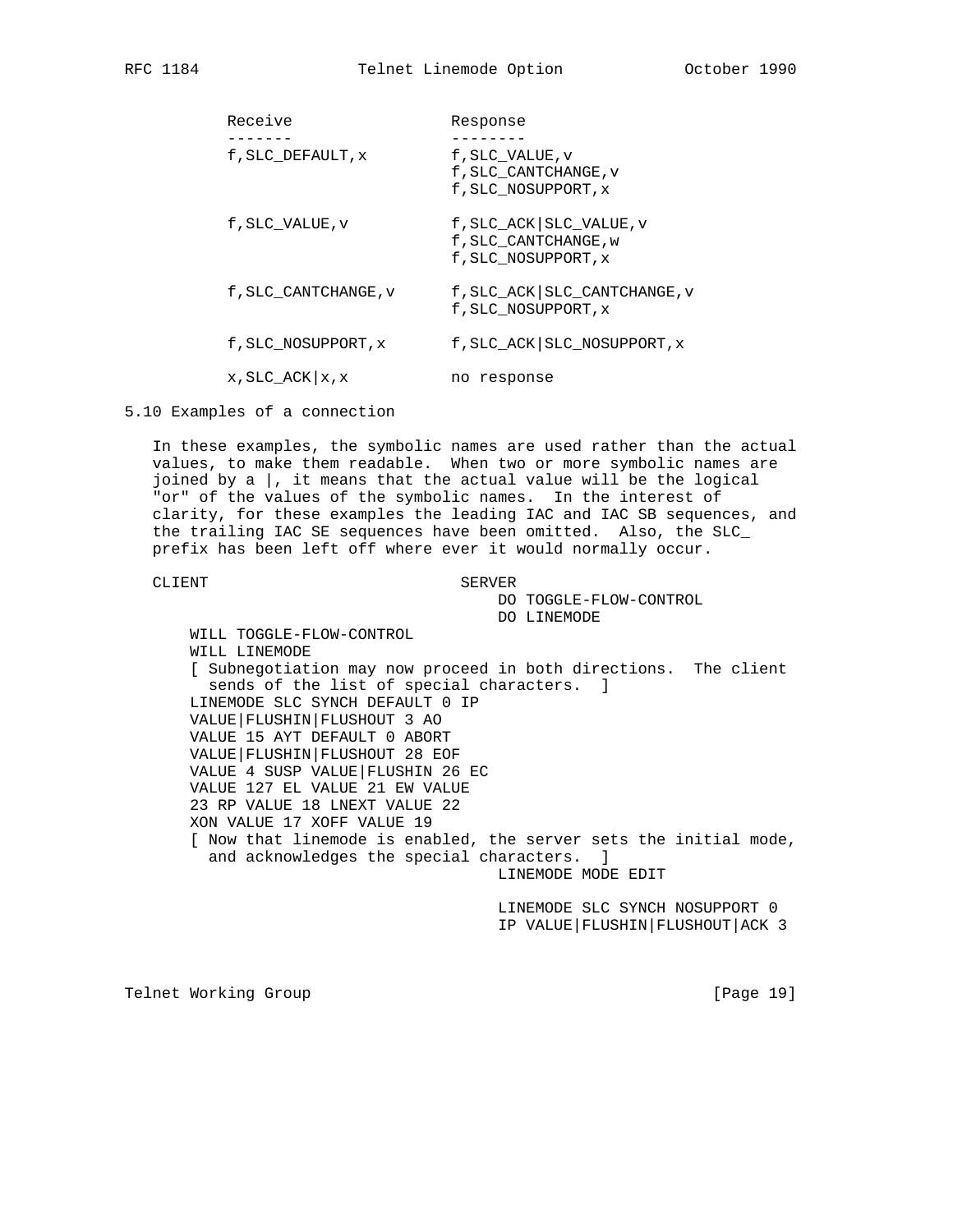| Receive | Response |
| --- | --- |
| f,SLC_DEFAULT,x | f,SLC_VALUE,v<br>f,SLC_CANTCHANGE,v<br>f,SLC_NOSUPPORT,x |
| f,SLC_VALUE,v | f,SLC_ACK\|SLC_VALUE,v<br>f,SLC_CANTCHANGE,w<br>f,SLC_NOSUPPORT,x |
| f,SLC_CANTCHANGE,v | f,SLC_ACK\|SLC_CANTCHANGE,v<br>f,SLC_NOSUPPORT,x |
| f,SLC_NOSUPPORT,x | f,SLC_ACK\|SLC_NOSUPPORT,x |
| x,SLC_ACK\|x,x | no response |

5.10 Examples of a connection

In these examples, the symbolic names are used rather than the actual values, to make them readable. When two or more symbolic names are joined by a |, it means that the actual value will be the logical "or" of the values of the symbolic names. In the interest of clarity, for these examples the leading IAC and IAC SB sequences, and the trailing IAC SE sequences have been omitted. Also, the SLC_ prefix has been left off where ever it would normally occur.

```
CLIENT                          SERVER
                                    DO TOGGLE-FLOW-CONTROL
                                    DO LINEMODE
    WILL TOGGLE-FLOW-CONTROL
    WILL LINEMODE
    [ Subnegotiation may now proceed in both directions.  The client
      sends of the list of special characters.  ]
    LINEMODE SLC SYNCH DEFAULT 0 IP
    VALUE|FLUSHIN|FLUSHOUT 3 AO
    VALUE 15 AYT DEFAULT 0 ABORT
    VALUE|FLUSHIN|FLUSHOUT 28 EOF
    VALUE 4 SUSP VALUE|FLUSHIN 26 EC
    VALUE 127 EL VALUE 21 EW VALUE
    23 RP VALUE 18 LNEXT VALUE 22
    XON VALUE 17 XOFF VALUE 19
    [ Now that linemode is enabled, the server sets the initial mode,
      and acknowledges the special characters.  ]
                                    LINEMODE MODE EDIT

                                    LINEMODE SLC SYNCH NOSUPPORT 0
                                    IP VALUE|FLUSHIN|FLUSHOUT|ACK 3
```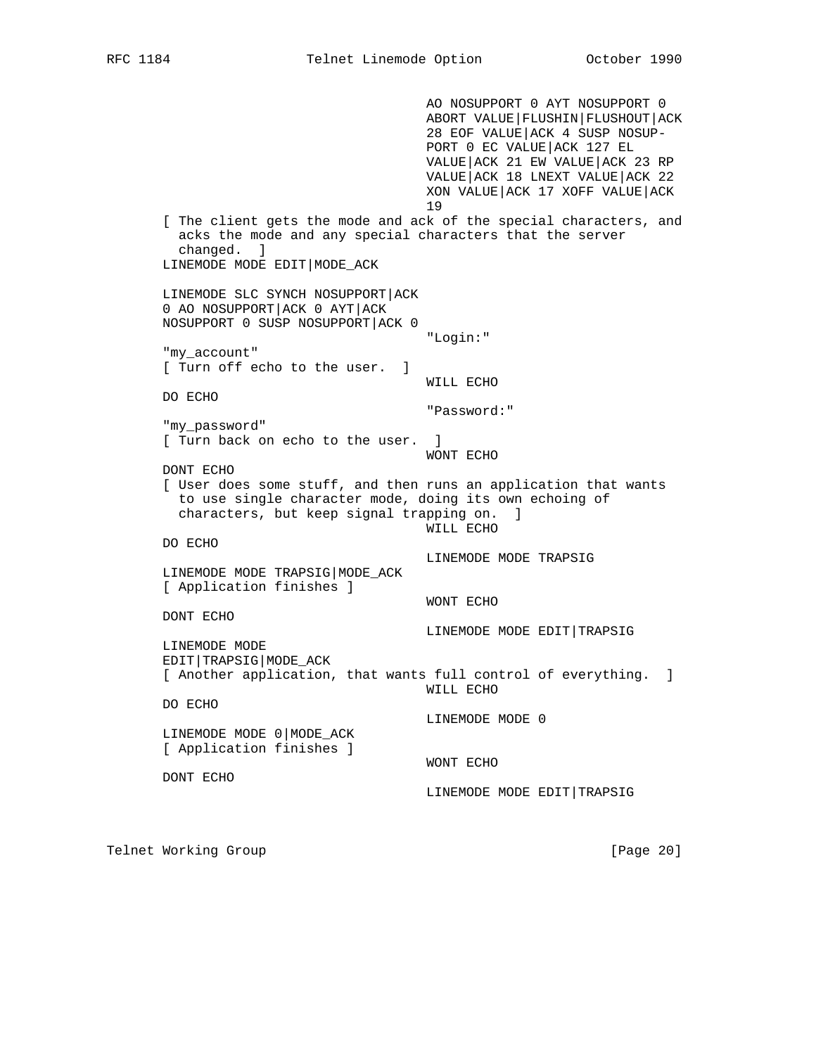```
                                  AO NOSUPPORT 0 AYT NOSUPPORT 0
                                  ABORT VALUE|FLUSHIN|FLUSHOUT|ACK
                                  28 EOF VALUE|ACK 4 SUSP NOSUP-
                                  PORT 0 EC VALUE|ACK 127 EL
                                  VALUE|ACK 21 EW VALUE|ACK 23 RP
                                  VALUE|ACK 18 LNEXT VALUE|ACK 22
                                  XON VALUE|ACK 17 XOFF VALUE|ACK
                                  19
      [ The client gets the mode and ack of the special characters, and
        acks the mode and any special characters that the server
        changed.  ]
      LINEMODE MODE EDIT|MODE_ACK

      LINEMODE SLC SYNCH NOSUPPORT|ACK
      0 AO NOSUPPORT|ACK 0 AYT|ACK
      NOSUPPORT 0 SUSP NOSUPPORT|ACK 0
                                  "Login:"
      "my_account"
      [ Turn off echo to the user.  ]
                                  WILL ECHO
      DO ECHO
                                  "Password:"
      "my_password"
      [ Turn back on echo to the user.  ]
                                  WONT ECHO
      DONT ECHO
      [ User does some stuff, and then runs an application that wants
        to use single character mode, doing its own echoing of
        characters, but keep signal trapping on.  ]
                                  WILL ECHO
      DO ECHO
                                  LINEMODE MODE TRAPSIG
      LINEMODE MODE TRAPSIG|MODE_ACK
      [ Application finishes ]
                                  WONT ECHO
      DONT ECHO
                                  LINEMODE MODE EDIT|TRAPSIG
      LINEMODE MODE
      EDIT|TRAPSIG|MODE_ACK
      [ Another application, that wants full control of everything.  ]
                                  WILL ECHO
      DO ECHO
                                  LINEMODE MODE 0
      LINEMODE MODE 0|MODE_ACK
      [ Application finishes ]
                                  WONT ECHO
      DONT ECHO
                                  LINEMODE MODE EDIT|TRAPSIG
```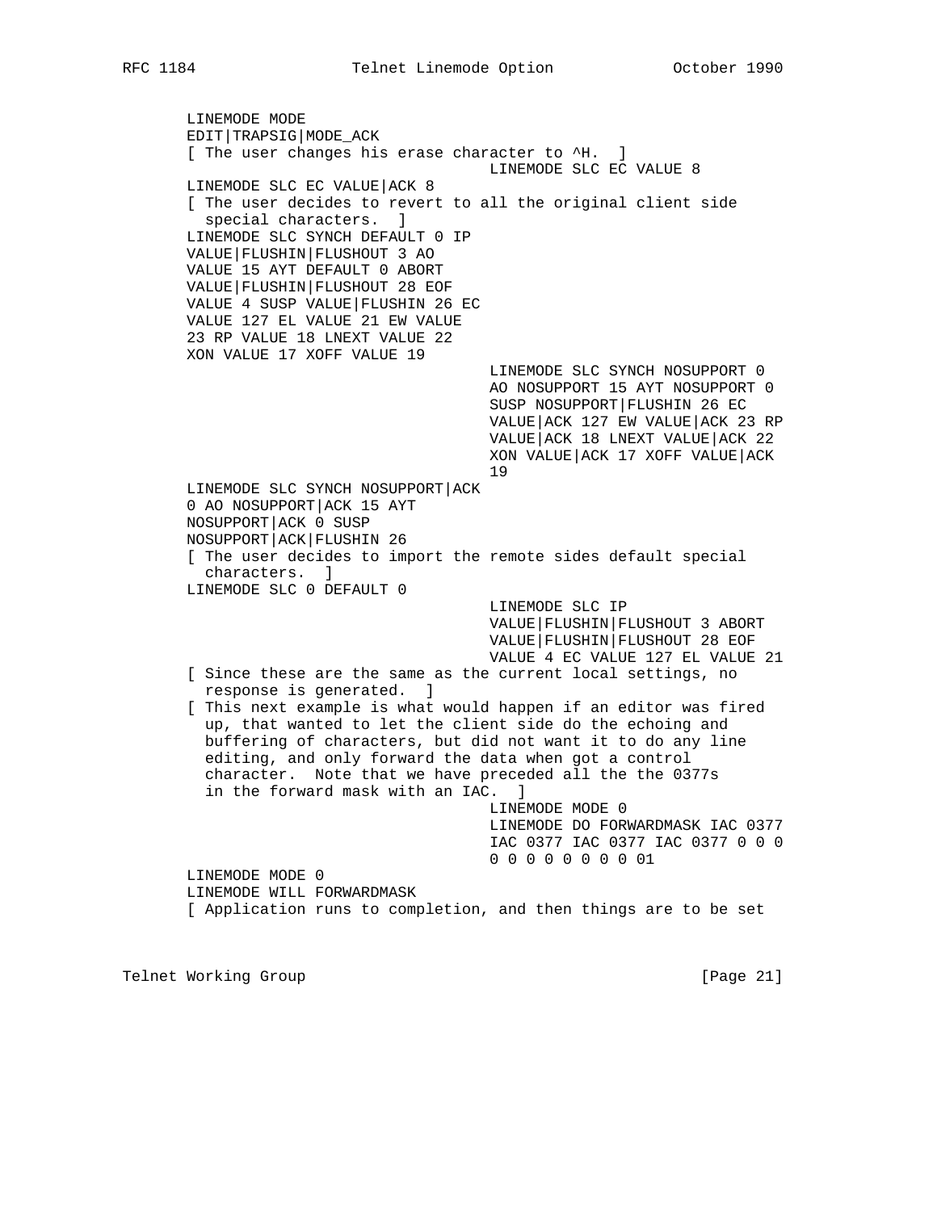```
LINEMODE MODE
EDIT|TRAPSIG|MODE_ACK
[ The user changes his erase character to ^H.  ]
                                 LINEMODE SLC EC VALUE 8
LINEMODE SLC EC VALUE|ACK 8
[ The user decides to revert to all the original client side
  special characters.  ]
LINEMODE SLC SYNCH DEFAULT 0 IP
VALUE|FLUSHIN|FLUSHOUT 3 AO
VALUE 15 AYT DEFAULT 0 ABORT
VALUE|FLUSHIN|FLUSHOUT 28 EOF
VALUE 4 SUSP VALUE|FLUSHIN 26 EC
VALUE 127 EL VALUE 21 EW VALUE
23 RP VALUE 18 LNEXT VALUE 22
XON VALUE 17 XOFF VALUE 19
                                 LINEMODE SLC SYNCH NOSUPPORT 0
                                 AO NOSUPPORT 15 AYT NOSUPPORT 0
                                 SUSP NOSUPPORT|FLUSHIN 26 EC
                                 VALUE|ACK 127 EW VALUE|ACK 23 RP
                                 VALUE|ACK 18 LNEXT VALUE|ACK 22
                                 XON VALUE|ACK 17 XOFF VALUE|ACK
                                 19
LINEMODE SLC SYNCH NOSUPPORT|ACK
0 AO NOSUPPORT|ACK 15 AYT
NOSUPPORT|ACK 0 SUSP
NOSUPPORT|ACK|FLUSHIN 26
[ The user decides to import the remote sides default special
  characters.  ]
LINEMODE SLC 0 DEFAULT 0
                                 LINEMODE SLC IP
                                 VALUE|FLUSHIN|FLUSHOUT 3 ABORT
                                 VALUE|FLUSHIN|FLUSHOUT 28 EOF
                                 VALUE 4 EC VALUE 127 EL VALUE 21
[ Since these are the same as the current local settings, no
  response is generated.  ]
[ This next example is what would happen if an editor was fired
  up, that wanted to let the client side do the echoing and
  buffering of characters, but did not want it to do any line
  editing, and only forward the data when got a control
  character.  Note that we have preceded all the the 0377s
  in the forward mask with an IAC.  ]
                                 LINEMODE MODE 0
                                 LINEMODE DO FORWARDMASK IAC 0377
                                 IAC 0377 IAC 0377 IAC 0377 0 0 0
                                 0 0 0 0 0 0 0 0 01
LINEMODE MODE 0
LINEMODE WILL FORWARDMASK
[ Application runs to completion, and then things are to be set
```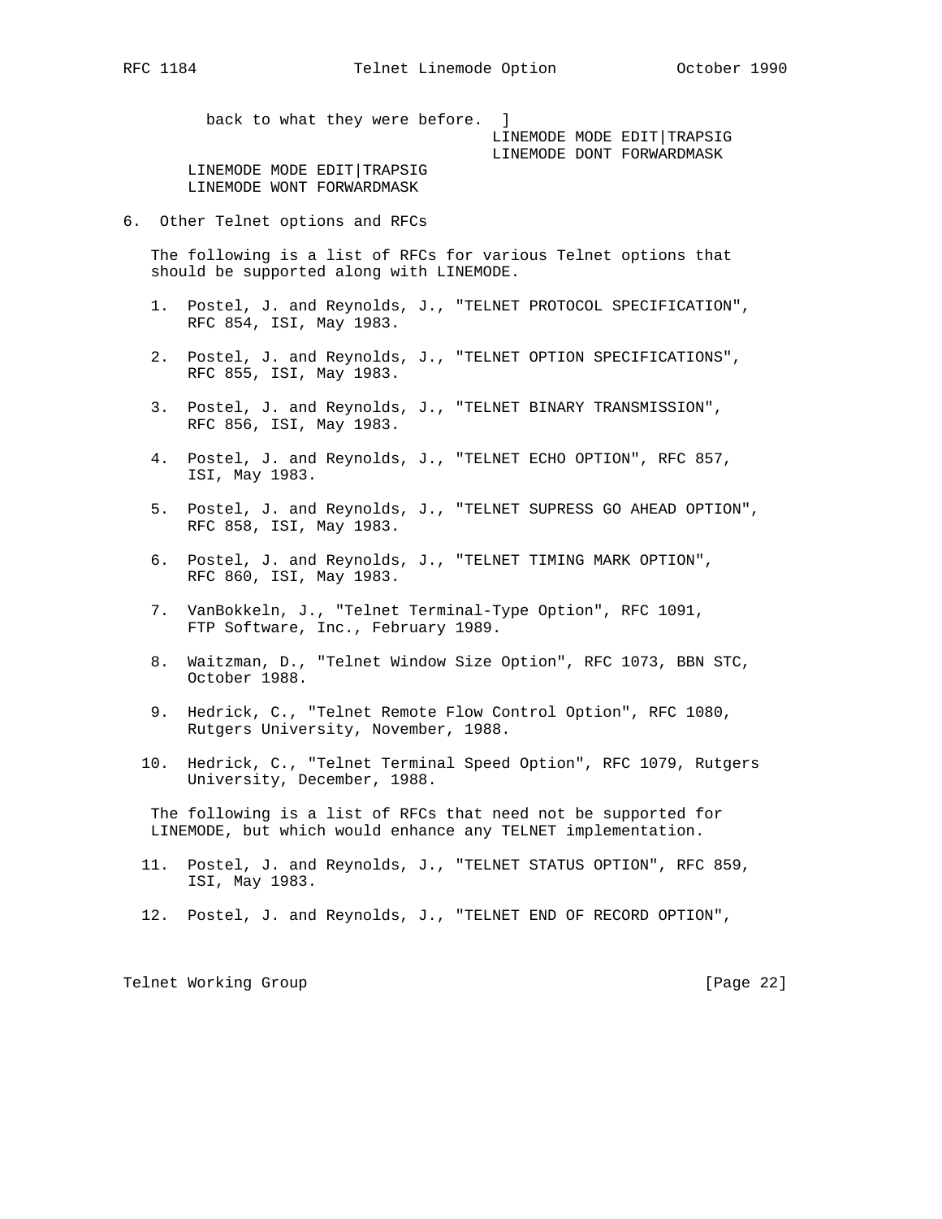back to what they were before. ]

```
                                     LINEMODE MODE EDIT|TRAPSIG
                                     LINEMODE DONT FORWARDMASK
   LINEMODE MODE EDIT|TRAPSIG
   LINEMODE WONT FORWARDMASK
```

## 6. Other Telnet options and RFCs

The following is a list of RFCs for various Telnet options that should be supported along with LINEMODE.

1. Postel, J. and Reynolds, J., "TELNET PROTOCOL SPECIFICATION", RFC 854, ISI, May 1983.

2. Postel, J. and Reynolds, J., "TELNET OPTION SPECIFICATIONS", RFC 855, ISI, May 1983.

3. Postel, J. and Reynolds, J., "TELNET BINARY TRANSMISSION", RFC 856, ISI, May 1983.

4. Postel, J. and Reynolds, J., "TELNET ECHO OPTION", RFC 857, ISI, May 1983.

5. Postel, J. and Reynolds, J., "TELNET SUPRESS GO AHEAD OPTION", RFC 858, ISI, May 1983.

6. Postel, J. and Reynolds, J., "TELNET TIMING MARK OPTION", RFC 860, ISI, May 1983.

7. VanBokkeln, J., "Telnet Terminal-Type Option", RFC 1091, FTP Software, Inc., February 1989.

8. Waitzman, D., "Telnet Window Size Option", RFC 1073, BBN STC, October 1988.

9. Hedrick, C., "Telnet Remote Flow Control Option", RFC 1080, Rutgers University, November, 1988.

10. Hedrick, C., "Telnet Terminal Speed Option", RFC 1079, Rutgers University, December, 1988.

The following is a list of RFCs that need not be supported for LINEMODE, but which would enhance any TELNET implementation.

11. Postel, J. and Reynolds, J., "TELNET STATUS OPTION", RFC 859, ISI, May 1983.

12. Postel, J. and Reynolds, J., "TELNET END OF RECORD OPTION",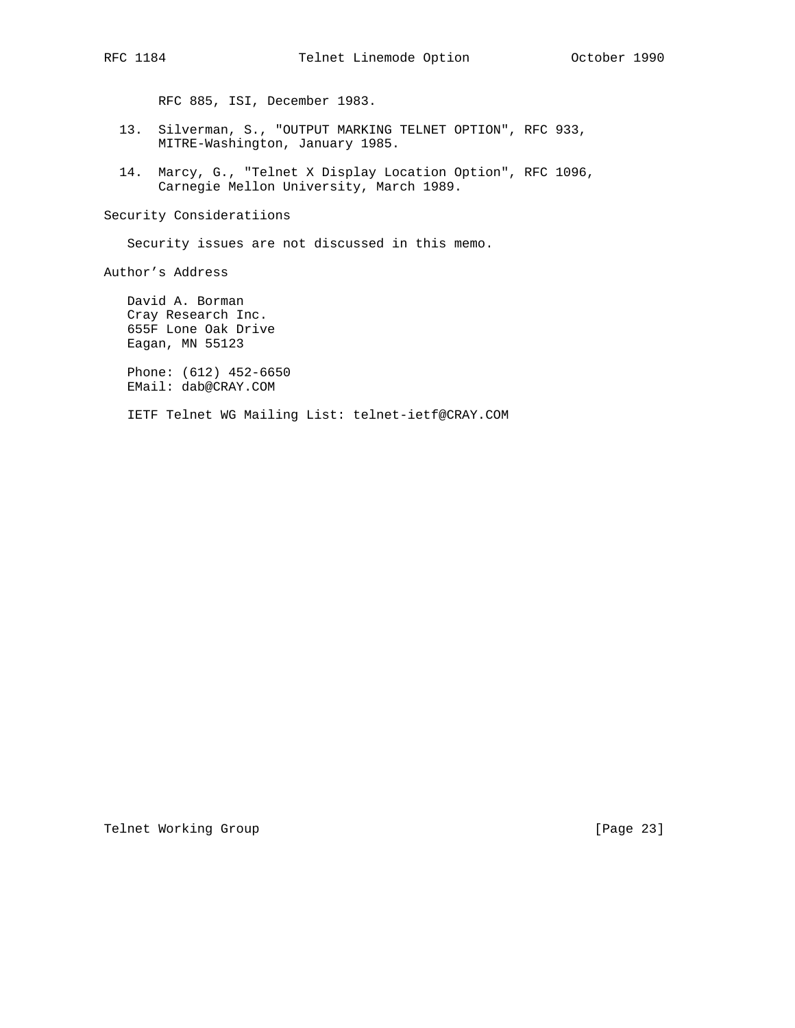RFC 885, ISI, December 1983.

13. Silverman, S., "OUTPUT MARKING TELNET OPTION", RFC 933, MITRE-Washington, January 1985.

14. Marcy, G., "Telnet X Display Location Option", RFC 1096, Carnegie Mellon University, March 1989.

## Security Consideratiions

Security issues are not discussed in this memo.

## Author's Address

David A. Borman
Cray Research Inc.
655F Lone Oak Drive
Eagan, MN 55123

Phone: (612) 452-6650
EMail: dab@CRAY.COM

IETF Telnet WG Mailing List: telnet-ietf@CRAY.COM